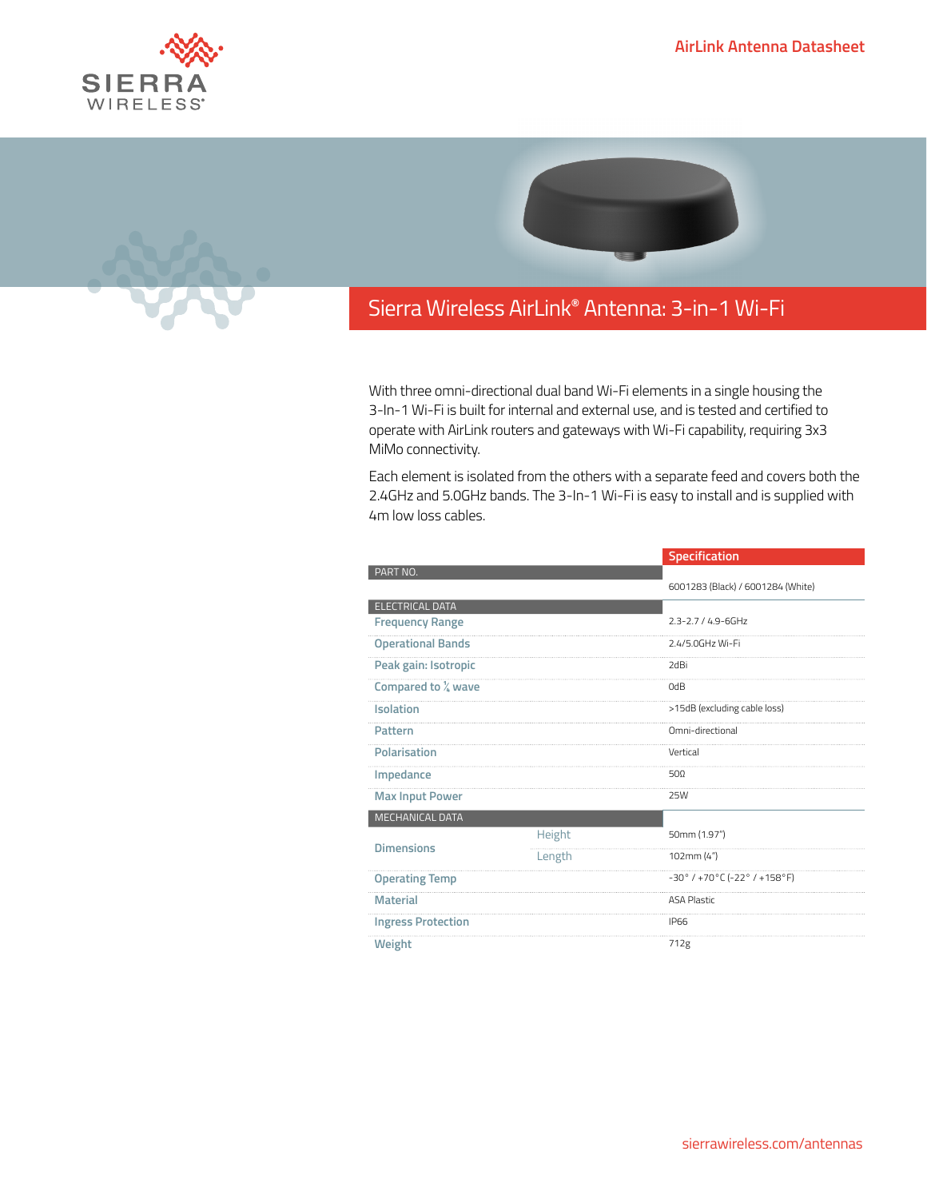AirLink Antenna Datasheet

# Sierra Wireless AirLink® Antenna: 3-in-1 Wi-Fi

With three omni-directional dual band Wi-Fi elements in a single housing the 3-In-1 Wi-Fi is built for internal and external use, and is tested and certified to operate with AirLink routers and gateways with Wi-Fi capability, requiring 3x3 MiMo connectivity.

Each element is isolated from the others with a separate feed and covers both the 2.4GHz and 5.0GHz bands. The 3-In-1 Wi-Fi is easy to install and is supplied with 4m low loss cables.

| | | Specification |
|---|---|---|
| PART NO. | | 6001283 (Black) / 6001284 (White) |
| ELECTRICAL DATA | | |
| Frequency Range | | 2.3-2.7 / 4.9-6GHz |
| Operational Bands | | 2.4/5.0GHz Wi-Fi |
| Peak gain: Isotropic | | 2dBi |
| Compared to ¼ wave | | 0dB |
| Isolation | | >15dB (excluding cable loss) |
| Pattern | | Omni-directional |
| Polarisation | | Vertical |
| Impedance | | 50Ω |
| Max Input Power | | 25W |
| MECHANICAL DATA | | |
| Dimensions | Height | 50mm (1.97") |
| | Length | 102mm (4") |
| Operating Temp | | -30° / +70°C (-22° / +158°F) |
| Material | | ASA Plastic |
| Ingress Protection | | IP66 |
| Weight | | 712g |

sierrawireless.com/antennas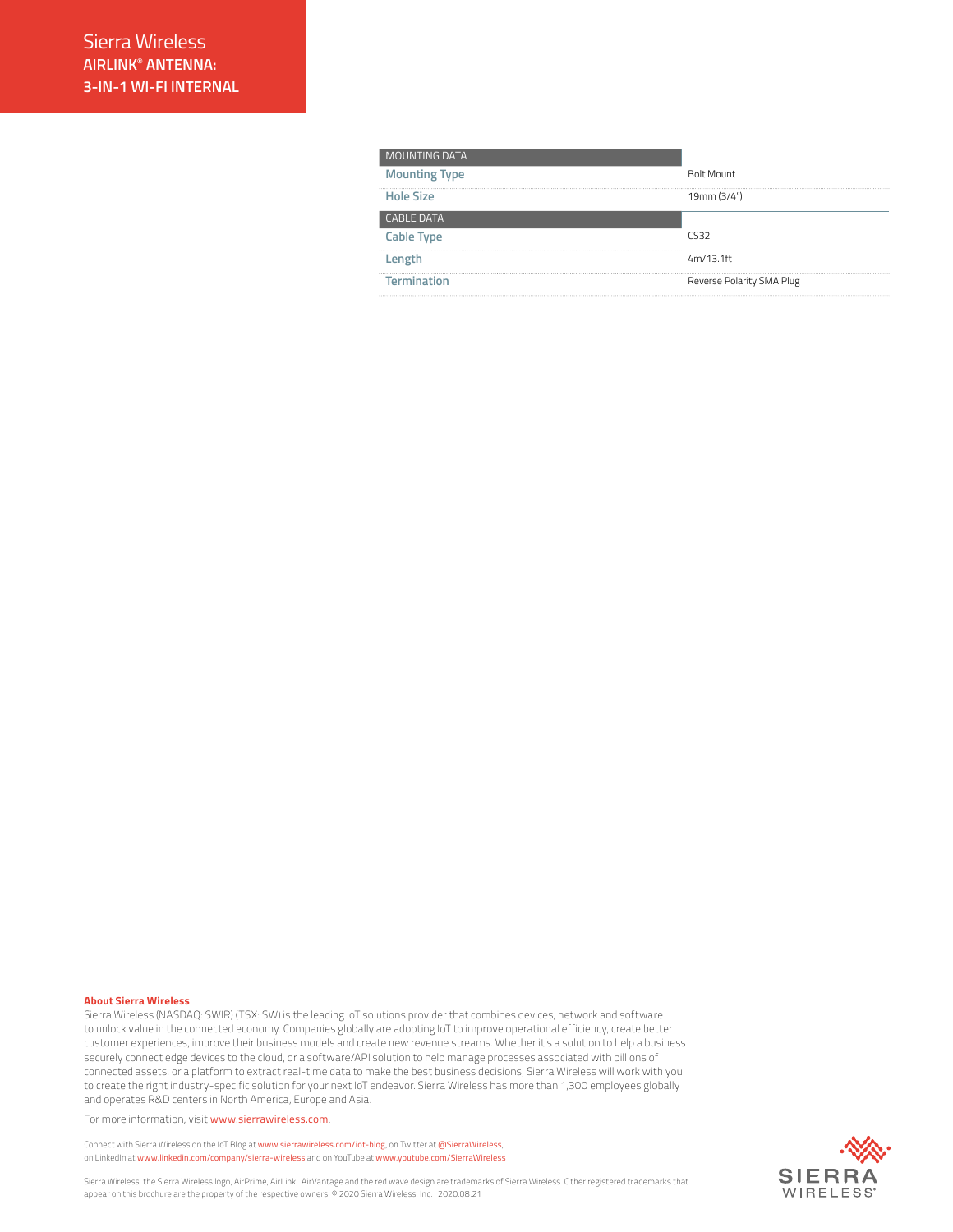| MOUNTING DATA | |
| --- | --- |
| Mounting Type | Bolt Mount |
| Hole Size | 19mm (3/4") |
| **CABLE DATA** | |
| Cable Type | CS32 |
| Length | 4m/13.1ft |
| Termination | Reverse Polarity SMA Plug |

**About Sierra Wireless**

Sierra Wireless (NASDAQ: SWIR) (TSX: SW) is the leading IoT solutions provider that combines devices, network and software to unlock value in the connected economy. Companies globally are adopting IoT to improve operational efficiency, create better customer experiences, improve their business models and create new revenue streams. Whether it's a solution to help a business securely connect edge devices to the cloud, or a software/API solution to help manage processes associated with billions of connected assets, or a platform to extract real-time data to make the best business decisions, Sierra Wireless will work with you to create the right industry-specific solution for your next IoT endeavor. Sierra Wireless has more than 1,300 employees globally and operates R&D centers in North America, Europe and Asia.

For more information, visit www.sierrawireless.com.

Connect with Sierra Wireless on the IoT Blog at www.sierrawireless.com/iot-blog, on Twitter at @SierraWireless, on LinkedIn at www.linkedin.com/company/sierra-wireless and on YouTube at www.youtube.com/SierraWireless

Sierra Wireless, the Sierra Wireless logo, AirPrime, AirLink, AirVantage and the red wave design are trademarks of Sierra Wireless. Other registered trademarks that appear on this brochure are the property of the respective owners. © 2020 Sierra Wireless, Inc. 2020.08.21

SIERRA WIRELESS